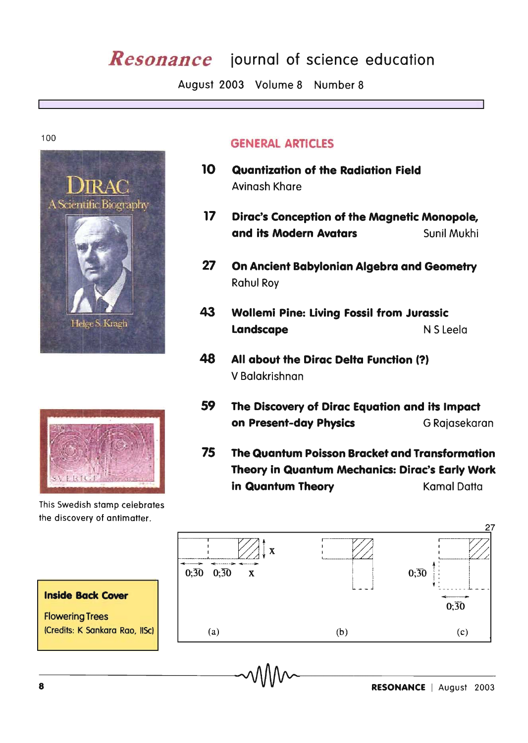# *Resonance* journal of science education

August 2003 Volume 8 Number 8

100

This Swedish stamp celebrates the discovery of antimatter.

**Inside Back Cover**

Flowering Trees
(Credits: K Sankara Rao, IISc)

## GENERAL ARTICLES

**10 Quantization of the Radiation Field**
Avinash Khare

**17 Dirac's Conception of the Magnetic Monopole, and its Modern Avatars**
Sunil Mukhi

**27 On Ancient Babylonian Algebra and Geometry**
Rahul Roy

**43 Wollemi Pine: Living Fossil from Jurassic Landscape**
N S Leela

**48 All about the Dirac Delta Function (?)**
V Balakrishnan

**59 The Discovery of Dirac Equation and its Impact on Present-day Physics**
G Rajasekaran

**75 The Quantum Poisson Bracket and Transformation Theory in Quantum Mechanics: Dirac's Early Work in Quantum Theory**
Kamal Datta

27

(a) $0;\overline{30}$ $0;\overline{30}$ x x (b) (c) $0;\overline{30}$ $0;\overline{30}$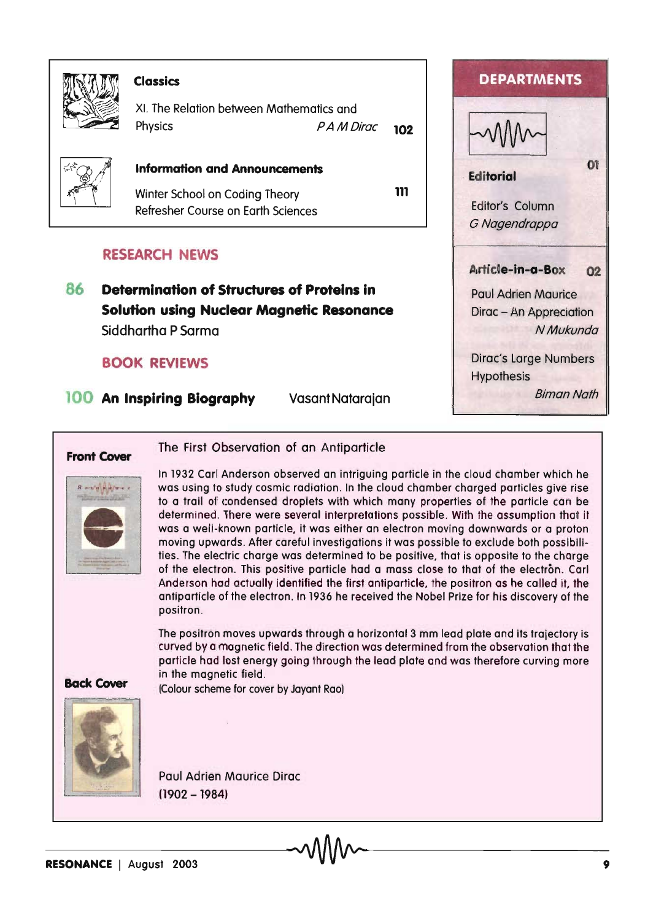## Classics

XI. The Relation between Mathematics and Physics *P A M Dirac* 102

## Information and Announcements

Winter School on Coding Theory 111
Refresher Course on Earth Sciences

## RESEARCH NEWS

86 **Determination of Structures of Proteins in Solution using Nuclear Magnetic Resonance**
Siddhartha P Sarma

## BOOK REVIEWS

100 **An Inspiring Biography** Vasant Natarajan

## DEPARTMENTS

**Editorial** 01

Editor's Column
*G Nagendrappa*

**Article-in-a-Box** 02

Paul Adrien Maurice Dirac – An Appreciation
*N Mukunda*

Dirac's Large Numbers Hypothesis
*Biman Nath*

---

**Front Cover**

The First Observation of an Antiparticle

In 1932 Carl Anderson observed an intriguing particle in the cloud chamber which he was using to study cosmic radiation. In the cloud chamber charged particles give rise to a trail of condensed droplets with which many properties of the particle can be determined. There were several interpretations possible. With the assumption that it was a well-known particle, it was either an electron moving downwards or a proton moving upwards. After careful investigations it was possible to exclude both possibilities. The electric charge was determined to be positive, that is opposite to the charge of the electron. This positive particle had a mass close to that of the electron. Carl Anderson had actually identified the first antiparticle, the positron as he called it, the antiparticle of the electron. In 1936 he received the Nobel Prize for his discovery of the positron.

The positron moves upwards through a horizontal 3 mm lead plate and its trajectory is curved by a magnetic field. The direction was determined from the observation that the particle had lost energy going through the lead plate and was therefore curving more in the magnetic field.

(Colour scheme for cover by Jayant Rao)

**Back Cover**

Paul Adrien Maurice Dirac
(1902 – 1984)